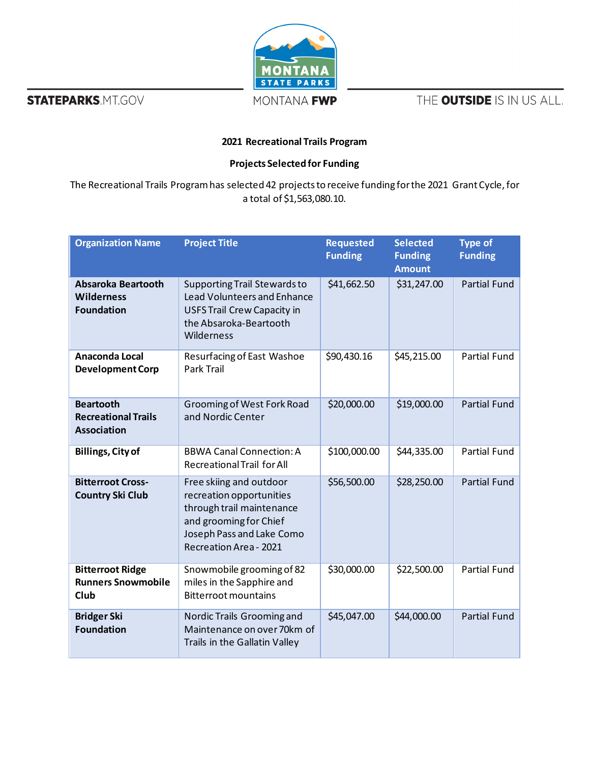STATEPARKS.MT.GOV

MONTANA FWP

THE **OUTSIDE** IS IN US ALL.

**2021 Recreational Trails Program**

**Projects Selected for Funding**

The Recreational Trails Program has selected 42 projects to receive funding for the 2021 Grant Cycle, for a total of $1,563,080.10.

| Organization Name | Project Title | Requested Funding | Selected Funding Amount | Type of Funding |
|---|---|---|---|---|
| **Absaroka Beartooth Wilderness Foundation** | Supporting Trail Stewards to Lead Volunteers and Enhance USFS Trail Crew Capacity in the Absaroka-Beartooth Wilderness | $41,662.50 | $31,247.00 | Partial Fund |
| **Anaconda Local Development Corp** | Resurfacing of East Washoe Park Trail | $90,430.16 | $45,215.00 | Partial Fund |
| **Beartooth Recreational Trails Association** | Grooming of West Fork Road and Nordic Center | $20,000.00 | $19,000.00 | Partial Fund |
| **Billings, City of** | BBWA Canal Connection: A Recreational Trail for All | $100,000.00 | $44,335.00 | Partial Fund |
| **Bitterroot Cross-Country Ski Club** | Free skiing and outdoor recreation opportunities through trail maintenance and grooming for Chief Joseph Pass and Lake Como Recreation Area - 2021 | $56,500.00 | $28,250.00 | Partial Fund |
| **Bitterroot Ridge Runners Snowmobile Club** | Snowmobile grooming of 82 miles in the Sapphire and Bitterroot mountains | $30,000.00 | $22,500.00 | Partial Fund |
| **Bridger Ski Foundation** | Nordic Trails Grooming and Maintenance on over 70km of Trails in the Gallatin Valley | $45,047.00 | $44,000.00 | Partial Fund |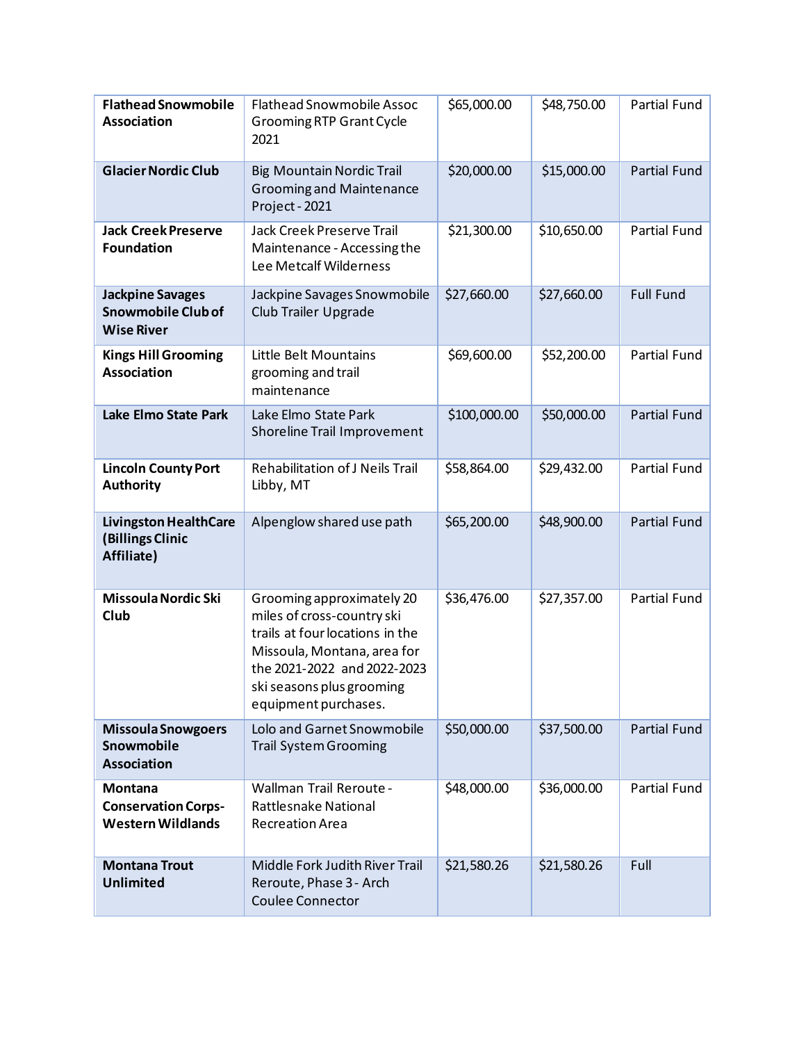| | | | | |
|---|---|---|---|---|
| **Flathead Snowmobile Association** | Flathead Snowmobile Assoc Grooming RTP Grant Cycle 2021 | $65,000.00 | $48,750.00 | Partial Fund |
| **Glacier Nordic Club** | Big Mountain Nordic Trail Grooming and Maintenance Project - 2021 | $20,000.00 | $15,000.00 | Partial Fund |
| **Jack Creek Preserve Foundation** | Jack Creek Preserve Trail Maintenance - Accessing the Lee Metcalf Wilderness | $21,300.00 | $10,650.00 | Partial Fund |
| **Jackpine Savages Snowmobile Club of Wise River** | Jackpine Savages Snowmobile Club Trailer Upgrade | $27,660.00 | $27,660.00 | Full Fund |
| **Kings Hill Grooming Association** | Little Belt Mountains grooming and trail maintenance | $69,600.00 | $52,200.00 | Partial Fund |
| **Lake Elmo State Park** | Lake Elmo State Park Shoreline Trail Improvement | $100,000.00 | $50,000.00 | Partial Fund |
| **Lincoln County Port Authority** | Rehabilitation of J Neils Trail Libby, MT | $58,864.00 | $29,432.00 | Partial Fund |
| **Livingston HealthCare (Billings Clinic Affiliate)** | Alpenglow shared use path | $65,200.00 | $48,900.00 | Partial Fund |
| **Missoula Nordic Ski Club** | Grooming approximately 20 miles of cross-country ski trails at four locations in the Missoula, Montana, area for the 2021-2022 and 2022-2023 ski seasons plus grooming equipment purchases. | $36,476.00 | $27,357.00 | Partial Fund |
| **Missoula Snowgoers Snowmobile Association** | Lolo and Garnet Snowmobile Trail System Grooming | $50,000.00 | $37,500.00 | Partial Fund |
| **Montana Conservation Corps-Western Wildlands** | Wallman Trail Reroute - Rattlesnake National Recreation Area | $48,000.00 | $36,000.00 | Partial Fund |
| **Montana Trout Unlimited** | Middle Fork Judith River Trail Reroute, Phase 3 - Arch Coulee Connector | $21,580.26 | $21,580.26 | Full |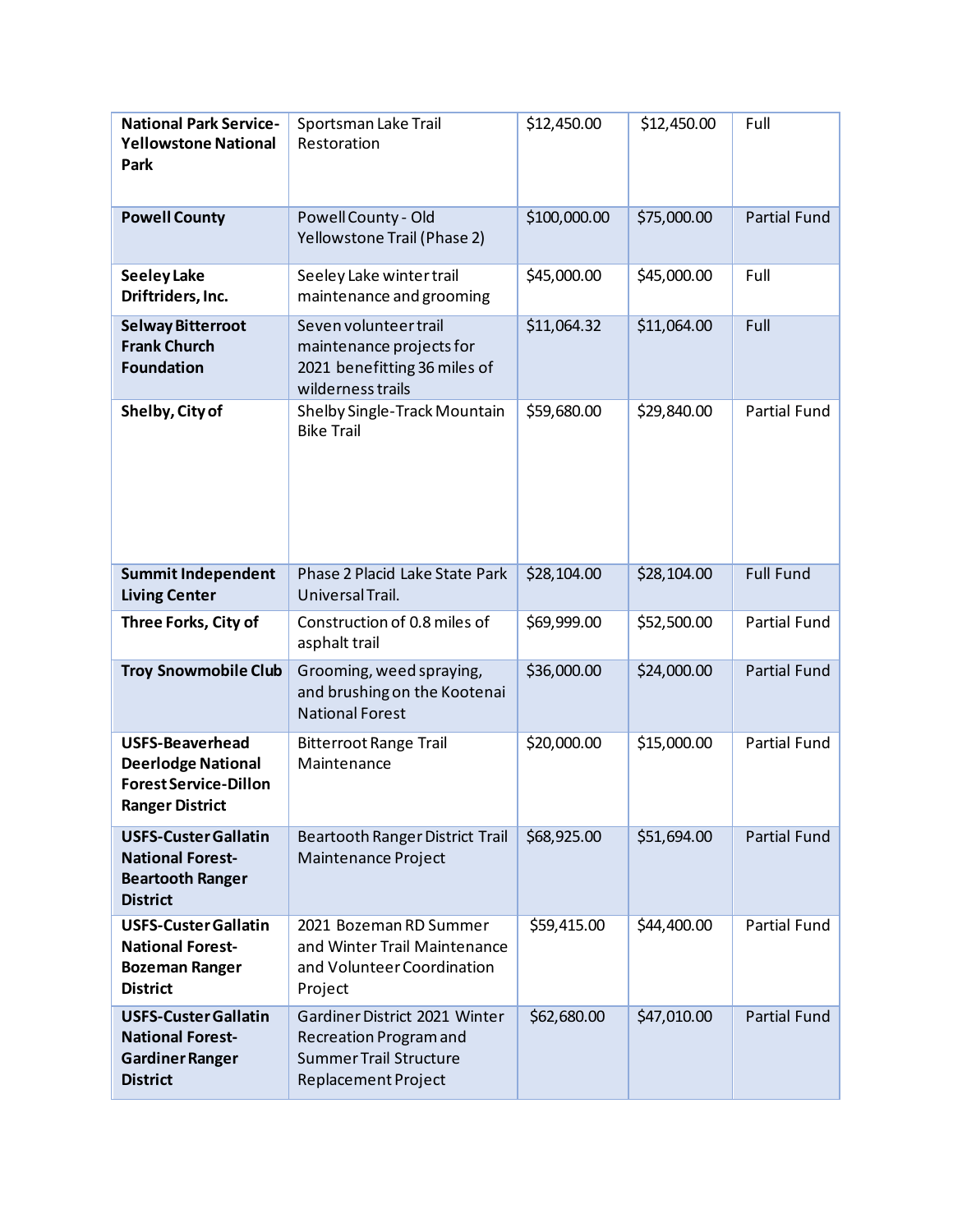| | | | | |
|---|---|---|---|---|
| **National Park Service-Yellowstone National Park** | Sportsman Lake Trail Restoration | $12,450.00 | $12,450.00 | Full |
| **Powell County** | Powell County - Old Yellowstone Trail (Phase 2) | $100,000.00 | $75,000.00 | Partial Fund |
| **Seeley Lake Driftriders, Inc.** | Seeley Lake winter trail maintenance and grooming | $45,000.00 | $45,000.00 | Full |
| **Selway Bitterroot Frank Church Foundation** | Seven volunteer trail maintenance projects for 2021 benefitting 36 miles of wilderness trails | $11,064.32 | $11,064.00 | Full |
| **Shelby, City of** | Shelby Single-Track Mountain Bike Trail | $59,680.00 | $29,840.00 | Partial Fund |
| **Summit Independent Living Center** | Phase 2 Placid Lake State Park Universal Trail. | $28,104.00 | $28,104.00 | Full Fund |
| **Three Forks, City of** | Construction of 0.8 miles of asphalt trail | $69,999.00 | $52,500.00 | Partial Fund |
| **Troy Snowmobile Club** | Grooming, weed spraying, and brushing on the Kootenai National Forest | $36,000.00 | $24,000.00 | Partial Fund |
| **USFS-Beaverhead Deerlodge National Forest Service-Dillon Ranger District** | Bitterroot Range Trail Maintenance | $20,000.00 | $15,000.00 | Partial Fund |
| **USFS-Custer Gallatin National Forest-Beartooth Ranger District** | Beartooth Ranger District Trail Maintenance Project | $68,925.00 | $51,694.00 | Partial Fund |
| **USFS-Custer Gallatin National Forest-Bozeman Ranger District** | 2021 Bozeman RD Summer and Winter Trail Maintenance and Volunteer Coordination Project | $59,415.00 | $44,400.00 | Partial Fund |
| **USFS-Custer Gallatin National Forest-Gardiner Ranger District** | Gardiner District 2021 Winter Recreation Program and Summer Trail Structure Replacement Project | $62,680.00 | $47,010.00 | Partial Fund |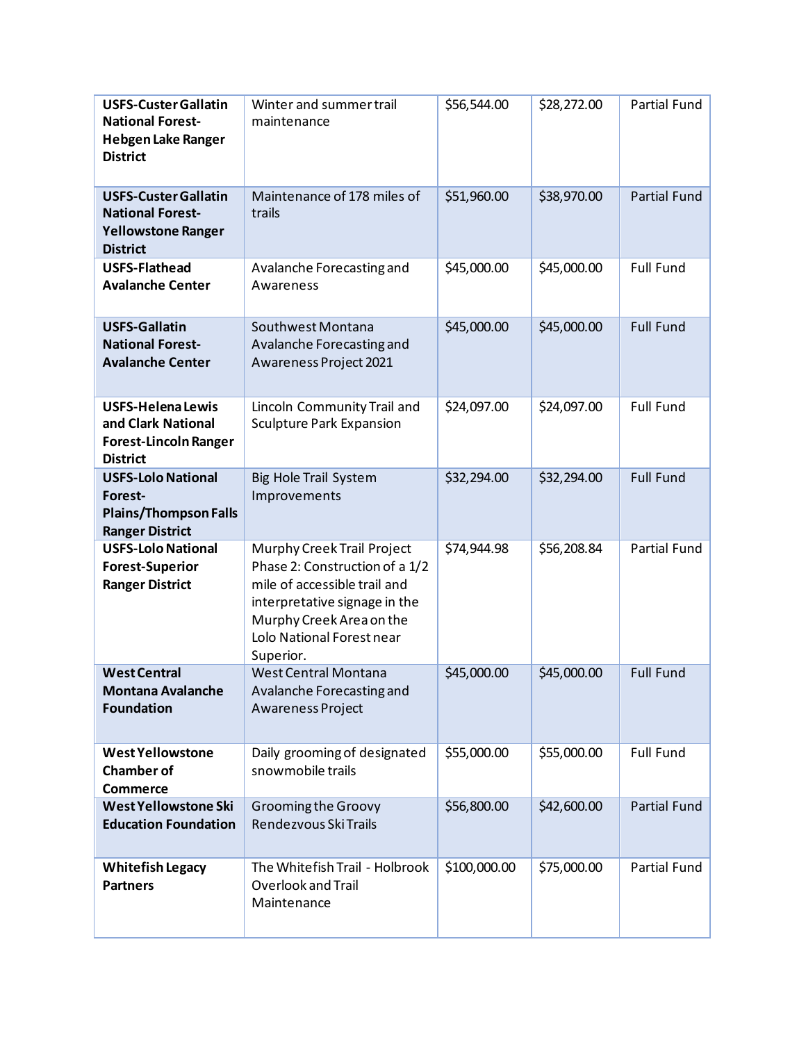| | | | | |
|---|---|---|---|---|
| **USFS-Custer Gallatin National Forest-Hebgen Lake Ranger District** | Winter and summer trail maintenance | $56,544.00 | $28,272.00 | Partial Fund |
| **USFS-Custer Gallatin National Forest-Yellowstone Ranger District** | Maintenance of 178 miles of trails | $51,960.00 | $38,970.00 | Partial Fund |
| **USFS-Flathead Avalanche Center** | Avalanche Forecasting and Awareness | $45,000.00 | $45,000.00 | Full Fund |
| **USFS-Gallatin National Forest-Avalanche Center** | Southwest Montana Avalanche Forecasting and Awareness Project 2021 | $45,000.00 | $45,000.00 | Full Fund |
| **USFS-Helena Lewis and Clark National Forest-Lincoln Ranger District** | Lincoln Community Trail and Sculpture Park Expansion | $24,097.00 | $24,097.00 | Full Fund |
| **USFS-Lolo National Forest-Plains/Thompson Falls Ranger District** | Big Hole Trail System Improvements | $32,294.00 | $32,294.00 | Full Fund |
| **USFS-Lolo National Forest-Superior Ranger District** | Murphy Creek Trail Project Phase 2: Construction of a 1/2 mile of accessible trail and interpretative signage in the Murphy Creek Area on the Lolo National Forest near Superior. | $74,944.98 | $56,208.84 | Partial Fund |
| **West Central Montana Avalanche Foundation** | West Central Montana Avalanche Forecasting and Awareness Project | $45,000.00 | $45,000.00 | Full Fund |
| **West Yellowstone Chamber of Commerce** | Daily grooming of designated snowmobile trails | $55,000.00 | $55,000.00 | Full Fund |
| **West Yellowstone Ski Education Foundation** | Grooming the Groovy Rendezvous Ski Trails | $56,800.00 | $42,600.00 | Partial Fund |
| **Whitefish Legacy Partners** | The Whitefish Trail - Holbrook Overlook and Trail Maintenance | $100,000.00 | $75,000.00 | Partial Fund |